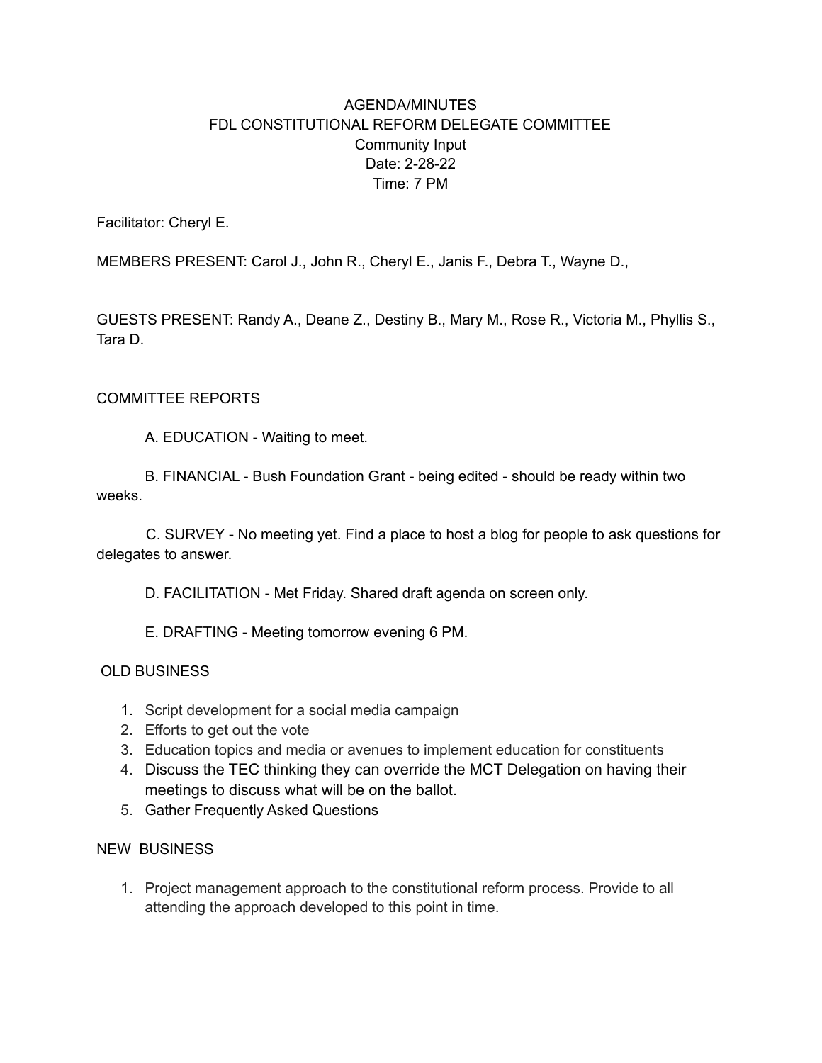# AGENDA/MINUTES
## FDL CONSTITUTIONAL REFORM DELEGATE COMMITTEE
### Community Input
Date: 2-28-22
Time: 7 PM

Facilitator: Cheryl E.

MEMBERS PRESENT: Carol J., John R., Cheryl E., Janis F., Debra T., Wayne D.,

GUESTS PRESENT: Randy A., Deane Z., Destiny B., Mary M., Rose R., Victoria M., Phyllis S., Tara D.

## COMMITTEE REPORTS

A. EDUCATION - Waiting to meet.

B. FINANCIAL - Bush Foundation Grant - being edited - should be ready within two weeks.

C. SURVEY - No meeting yet. Find a place to host a blog for people to ask questions for delegates to answer.

D. FACILITATION - Met Friday. Shared draft agenda on screen only.

E. DRAFTING - Meeting tomorrow evening 6 PM.

## OLD BUSINESS

1. Script development for a social media campaign
2. Efforts to get out the vote
3. Education topics and media or avenues to implement education for constituents
4. Discuss the TEC thinking they can override the MCT Delegation on having their meetings to discuss what will be on the ballot.
5. Gather Frequently Asked Questions

## NEW BUSINESS

1. Project management approach to the constitutional reform process. Provide to all attending the approach developed to this point in time.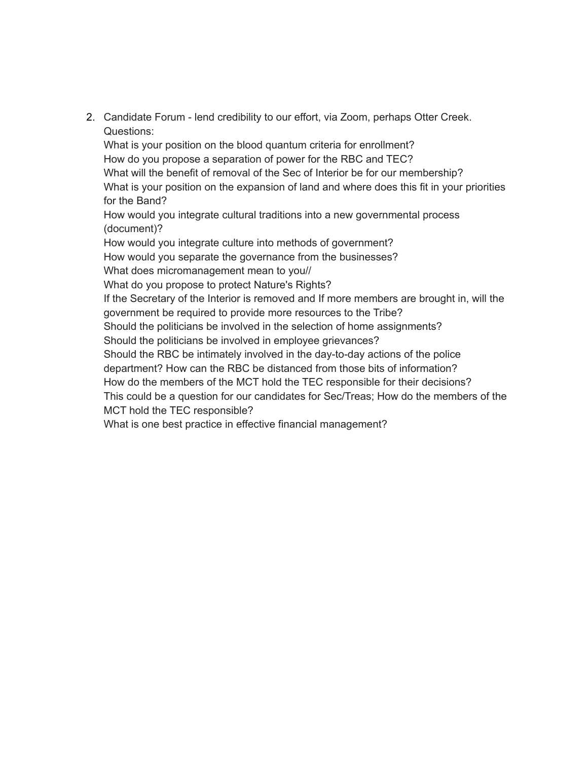2. Candidate Forum - lend credibility to our effort, via Zoom, perhaps Otter Creek.
   Questions:
   What is your position on the blood quantum criteria for enrollment?
   How do you propose a separation of power for the RBC and TEC?
   What will the benefit of removal of the Sec of Interior be for our membership?
   What is your position on the expansion of land and where does this fit in your priorities for the Band?
   How would you integrate cultural traditions into a new governmental process (document)?
   How would you integrate culture into methods of government?
   How would you separate the governance from the businesses?
   What does micromanagement mean to you//
   What do you propose to protect Nature's Rights?
   If the Secretary of the Interior is removed and If more members are brought in, will the government be required to provide more resources to the Tribe?
   Should the politicians be involved in the selection of home assignments?
   Should the politicians be involved in employee grievances?
   Should the RBC be intimately involved in the day-to-day actions of the police department? How can the RBC be distanced from those bits of information?
   How do the members of the MCT hold the TEC responsible for their decisions?
   This could be a question for our candidates for Sec/Treas; How do the members of the MCT hold the TEC responsible?
   What is one best practice in effective financial management?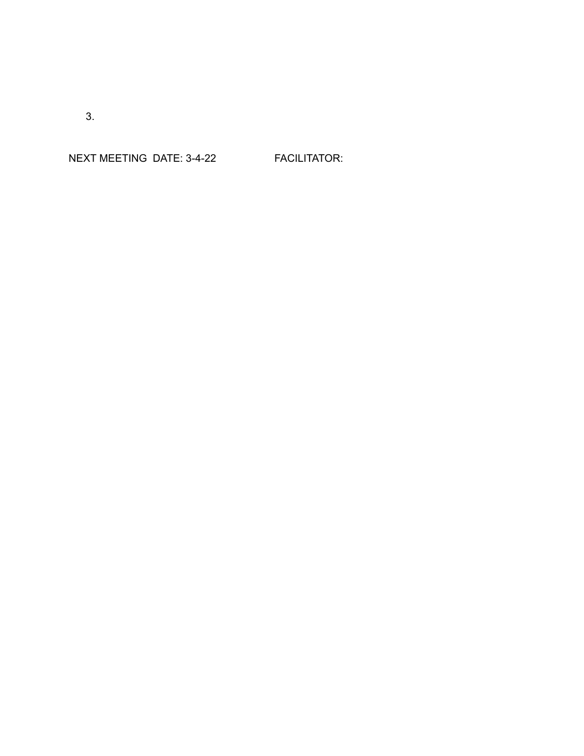3.

NEXT MEETING DATE: 3-4-22 FACILITATOR: